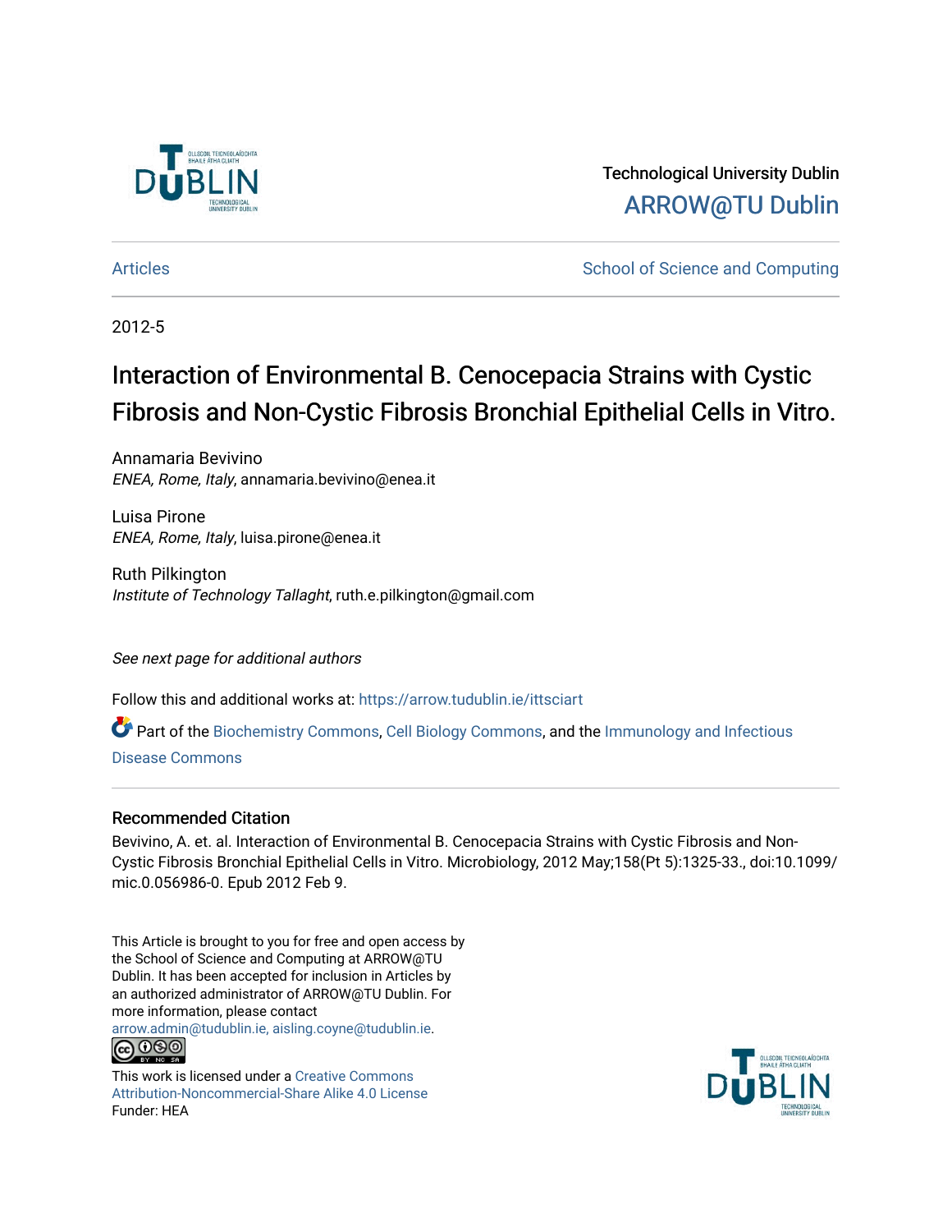Technological University Dublin

ARROW@TU Dublin

Articles

School of Science and Computing

2012-5

# Interaction of Environmental B. Cenocepacia Strains with Cystic Fibrosis and Non-Cystic Fibrosis Bronchial Epithelial Cells in Vitro.

Annamaria Bevivino
*ENEA, Rome, Italy*, annamaria.bevivino@enea.it

Luisa Pirone
*ENEA, Rome, Italy*, luisa.pirone@enea.it

Ruth Pilkington
*Institute of Technology Tallaght*, ruth.e.pilkington@gmail.com

*See next page for additional authors*

Follow this and additional works at: https://arrow.tudublin.ie/ittsciart

Part of the Biochemistry Commons, Cell Biology Commons, and the Immunology and Infectious Disease Commons

## Recommended Citation

Bevivino, A. et. al. Interaction of Environmental B. Cenocepacia Strains with Cystic Fibrosis and Non-Cystic Fibrosis Bronchial Epithelial Cells in Vitro. Microbiology, 2012 May;158(Pt 5):1325-33., doi:10.1099/mic.0.056986-0. Epub 2012 Feb 9.

This Article is brought to you for free and open access by the School of Science and Computing at ARROW@TU Dublin. It has been accepted for inclusion in Articles by an authorized administrator of ARROW@TU Dublin. For more information, please contact arrow.admin@tudublin.ie, aisling.coyne@tudublin.ie.

This work is licensed under a Creative Commons Attribution-Noncommercial-Share Alike 4.0 License

Funder: HEA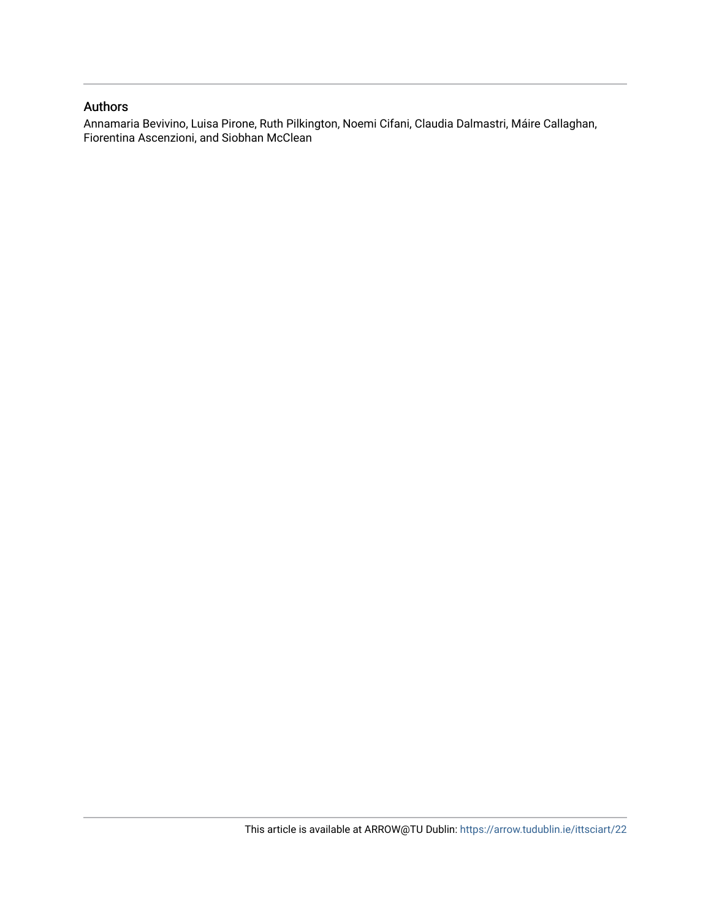## Authors

Annamaria Bevivino, Luisa Pirone, Ruth Pilkington, Noemi Cifani, Claudia Dalmastri, Máire Callaghan, Fiorentina Ascenzioni, and Siobhan McClean

This article is available at ARROW@TU Dublin: https://arrow.tudublin.ie/ittsciart/22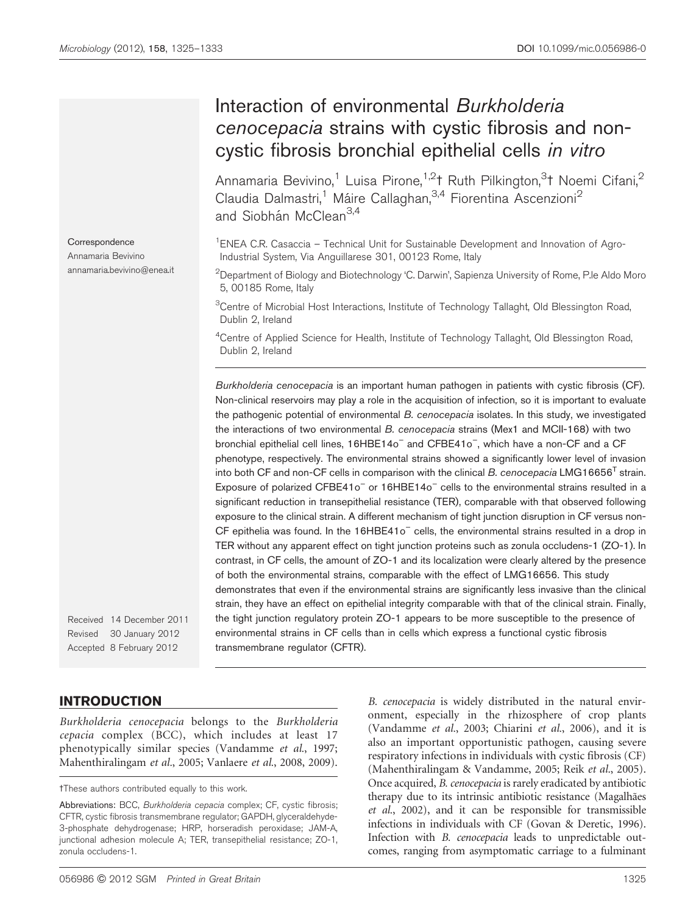# Interaction of environmental *Burkholderia cenocepacia* strains with cystic fibrosis and non-cystic fibrosis bronchial epithelial cells *in vitro*

Annamaria Bevivino,[1] Luisa Pirone,[1,2]† Ruth Pilkington,[3]† Noemi Cifani,[2] Claudia Dalmastri,[1] Máire Callaghan,[3,4] Fiorentina Ascenzioni[2] and Siobhán McClean[3,4]

Correspondence
Annamaria Bevivino
annamaria.bevivino@enea.it

[1]ENEA C.R. Casaccia – Technical Unit for Sustainable Development and Innovation of Agro-Industrial System, Via Anguillarese 301, 00123 Rome, Italy

[2]Department of Biology and Biotechnology 'C. Darwin', Sapienza University of Rome, P.le Aldo Moro 5, 00185 Rome, Italy

[3]Centre of Microbial Host Interactions, Institute of Technology Tallaght, Old Blessington Road, Dublin 2, Ireland

[4]Centre of Applied Science for Health, Institute of Technology Tallaght, Old Blessington Road, Dublin 2, Ireland

*Burkholderia cenocepacia* is an important human pathogen in patients with cystic fibrosis (CF). Non-clinical reservoirs may play a role in the acquisition of infection, so it is important to evaluate the pathogenic potential of environmental *B. cenocepacia* isolates. In this study, we investigated the interactions of two environmental *B. cenocepacia* strains (Mex1 and MCII-168) with two bronchial epithelial cell lines, 16HBE14o$^-$ and CFBE41o$^-$, which have a non-CF and a CF phenotype, respectively. The environmental strains showed a significantly lower level of invasion into both CF and non-CF cells in comparison with the clinical *B. cenocepacia* LMG16656$^T$ strain. Exposure of polarized CFBE41o$^-$ or 16HBE14o$^-$ cells to the environmental strains resulted in a significant reduction in transepithelial resistance (TER), comparable with that observed following exposure to the clinical strain. A different mechanism of tight junction disruption in CF versus non-CF epithelia was found. In the 16HBE41o$^-$ cells, the environmental strains resulted in a drop in TER without any apparent effect on tight junction proteins such as zonula occludens-1 (ZO-1). In contrast, in CF cells, the amount of ZO-1 and its localization were clearly altered by the presence of both the environmental strains, comparable with the effect of LMG16656. This study demonstrates that even if the environmental strains are significantly less invasive than the clinical strain, they have an effect on epithelial integrity comparable with that of the clinical strain. Finally, the tight junction regulatory protein ZO-1 appears to be more susceptible to the presence of environmental strains in CF cells than in cells which express a functional cystic fibrosis transmembrane regulator (CFTR).

Received 14 December 2011
Revised 30 January 2012
Accepted 8 February 2012

## INTRODUCTION

*Burkholderia cenocepacia* belongs to the *Burkholderia cepacia* complex (BCC), which includes at least 17 phenotypically similar species (Vandamme *et al*., 1997; Mahenthiralingam *et al*., 2005; Vanlaere *et al*., 2008, 2009).

*B. cenocepacia* is widely distributed in the natural environment, especially in the rhizosphere of crop plants (Vandamme *et al*., 2003; Chiarini *et al*., 2006), and it is also an important opportunistic pathogen, causing severe respiratory infections in individuals with cystic fibrosis (CF) (Mahenthiralingam & Vandamme, 2005; Reik *et al*., 2005). Once acquired, *B. cenocepacia* is rarely eradicated by antibiotic therapy due to its intrinsic antibiotic resistance (Magalhães *et al*., 2002), and it can be responsible for transmissible infections in individuals with CF (Govan & Deretic, 1996). Infection with *B. cenocepacia* leads to unpredictable outcomes, ranging from asymptomatic carriage to a fulminant

†These authors contributed equally to this work.

Abbreviations: BCC, *Burkholderia cepacia* complex; CF, cystic fibrosis; CFTR, cystic fibrosis transmembrane regulator; GAPDH, glyceraldehyde-3-phosphate dehydrogenase; HRP, horseradish peroxidase; JAM-A, junctional adhesion molecule A; TER, transepithelial resistance; ZO-1, zonula occludens-1.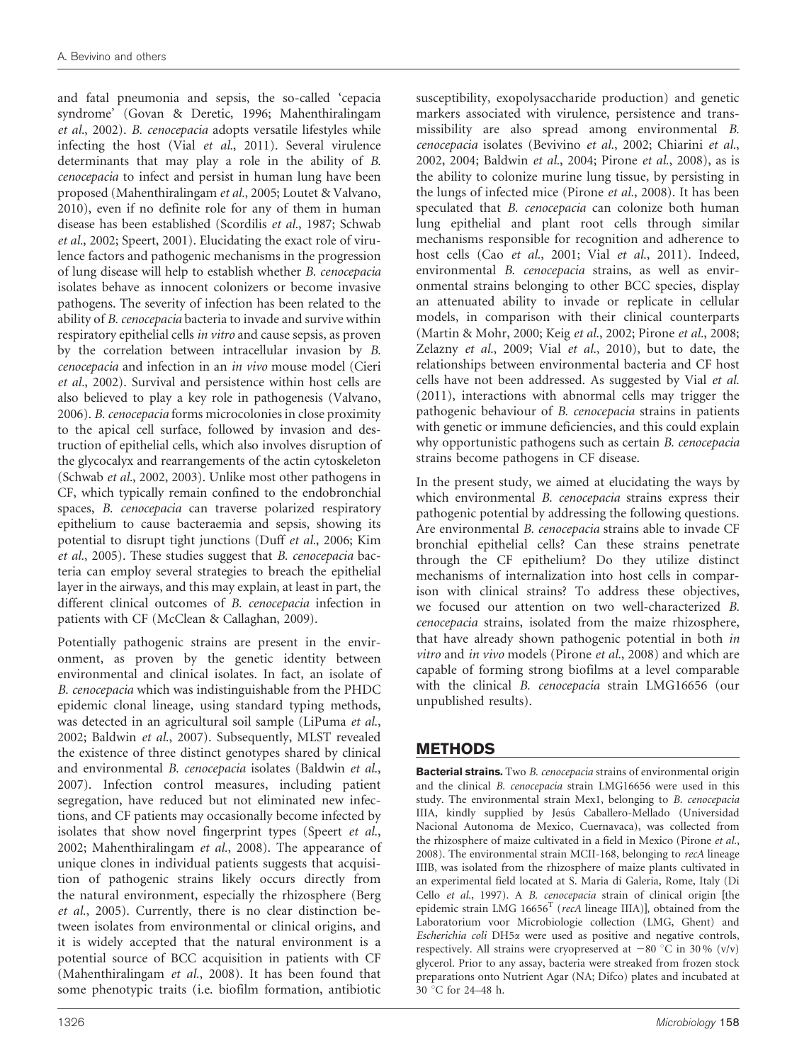and fatal pneumonia and sepsis, the so-called 'cepacia syndrome' (Govan & Deretic, 1996; Mahenthiralingam *et al.*, 2002). *B. cenocepacia* adopts versatile lifestyles while infecting the host (Vial *et al.*, 2011). Several virulence determinants that may play a role in the ability of *B. cenocepacia* to infect and persist in human lung have been proposed (Mahenthiralingam *et al.*, 2005; Loutet & Valvano, 2010), even if no definite role for any of them in human disease has been established (Scordilis *et al.*, 1987; Schwab *et al.*, 2002; Speert, 2001). Elucidating the exact role of virulence factors and pathogenic mechanisms in the progression of lung disease will help to establish whether *B. cenocepacia* isolates behave as innocent colonizers or become invasive pathogens. The severity of infection has been related to the ability of *B. cenocepacia* bacteria to invade and survive within respiratory epithelial cells *in vitro* and cause sepsis, as proven by the correlation between intracellular invasion by *B. cenocepacia* and infection in an *in vivo* mouse model (Cieri *et al.*, 2002). Survival and persistence within host cells are also believed to play a key role in pathogenesis (Valvano, 2006). *B. cenocepacia* forms microcolonies in close proximity to the apical cell surface, followed by invasion and destruction of epithelial cells, which also involves disruption of the glycocalyx and rearrangements of the actin cytoskeleton (Schwab *et al.*, 2002, 2003). Unlike most other pathogens in CF, which typically remain confined to the endobronchial spaces, *B. cenocepacia* can traverse polarized respiratory epithelium to cause bacteraemia and sepsis, showing its potential to disrupt tight junctions (Duff *et al.*, 2006; Kim *et al.*, 2005). These studies suggest that *B. cenocepacia* bacteria can employ several strategies to breach the epithelial layer in the airways, and this may explain, at least in part, the different clinical outcomes of *B. cenocepacia* infection in patients with CF (McClean & Callaghan, 2009).

Potentially pathogenic strains are present in the environment, as proven by the genetic identity between environmental and clinical isolates. In fact, an isolate of *B. cenocepacia* which was indistinguishable from the PHDC epidemic clonal lineage, using standard typing methods, was detected in an agricultural soil sample (LiPuma *et al.*, 2002; Baldwin *et al.*, 2007). Subsequently, MLST revealed the existence of three distinct genotypes shared by clinical and environmental *B. cenocepacia* isolates (Baldwin *et al.*, 2007). Infection control measures, including patient segregation, have reduced but not eliminated new infections, and CF patients may occasionally become infected by isolates that show novel fingerprint types (Speert *et al.*, 2002; Mahenthiralingam *et al.*, 2008). The appearance of unique clones in individual patients suggests that acquisition of pathogenic strains likely occurs directly from the natural environment, especially the rhizosphere (Berg *et al.*, 2005). Currently, there is no clear distinction between isolates from environmental or clinical origins, and it is widely accepted that the natural environment is a potential source of BCC acquisition in patients with CF (Mahenthiralingam *et al.*, 2008). It has been found that some phenotypic traits (i.e. biofilm formation, antibiotic susceptibility, exopolysaccharide production) and genetic markers associated with virulence, persistence and transmissibility are also spread among environmental *B. cenocepacia* isolates (Bevivino *et al.*, 2002; Chiarini *et al.*, 2002, 2004; Baldwin *et al.*, 2004; Pirone *et al.*, 2008), as is the ability to colonize murine lung tissue, by persisting in the lungs of infected mice (Pirone *et al.*, 2008). It has been speculated that *B. cenocepacia* can colonize both human lung epithelial and plant root cells through similar mechanisms responsible for recognition and adherence to host cells (Cao *et al.*, 2001; Vial *et al.*, 2011). Indeed, environmental *B. cenocepacia* strains, as well as environmental strains belonging to other BCC species, display an attenuated ability to invade or replicate in cellular models, in comparison with their clinical counterparts (Martin & Mohr, 2000; Keig *et al.*, 2002; Pirone *et al.*, 2008; Zelazny *et al.*, 2009; Vial *et al.*, 2010), but to date, the relationships between environmental bacteria and CF host cells have not been addressed. As suggested by Vial *et al.* (2011), interactions with abnormal cells may trigger the pathogenic behaviour of *B. cenocepacia* strains in patients with genetic or immune deficiencies, and this could explain why opportunistic pathogens such as certain *B. cenocepacia* strains become pathogens in CF disease.

In the present study, we aimed at elucidating the ways by which environmental *B. cenocepacia* strains express their pathogenic potential by addressing the following questions. Are environmental *B. cenocepacia* strains able to invade CF bronchial epithelial cells? Can these strains penetrate through the CF epithelium? Do they utilize distinct mechanisms of internalization into host cells in comparison with clinical strains? To address these objectives, we focused our attention on two well-characterized *B. cenocepacia* strains, isolated from the maize rhizosphere, that have already shown pathogenic potential in both *in vitro* and *in vivo* models (Pirone *et al.*, 2008) and which are capable of forming strong biofilms at a level comparable with the clinical *B. cenocepacia* strain LMG16656 (our unpublished results).

## METHODS

**Bacterial strains.** Two *B. cenocepacia* strains of environmental origin and the clinical *B. cenocepacia* strain LMG16656 were used in this study. The environmental strain Mex1, belonging to *B. cenocepacia* IIIA, kindly supplied by Jesús Caballero-Mellado (Universidad Nacional Autonoma de Mexico, Cuernavaca), was collected from the rhizosphere of maize cultivated in a field in Mexico (Pirone *et al.*, 2008). The environmental strain MCII-168, belonging to *recA* lineage IIIB, was isolated from the rhizosphere of maize plants cultivated in an experimental field located at S. Maria di Galeria, Rome, Italy (Di Cello *et al.*, 1997). A *B. cenocepacia* strain of clinical origin [the epidemic strain LMG $16656^{T}$ (*recA* lineage IIIA)], obtained from the Laboratorium voor Microbiologie collection (LMG, Ghent) and *Escherichia coli* DH5α were used as positive and negative controls, respectively. All strains were cryopreserved at −80 °C in 30 % (v/v) glycerol. Prior to any assay, bacteria were streaked from frozen stock preparations onto Nutrient Agar (NA; Difco) plates and incubated at 30 °C for 24–48 h.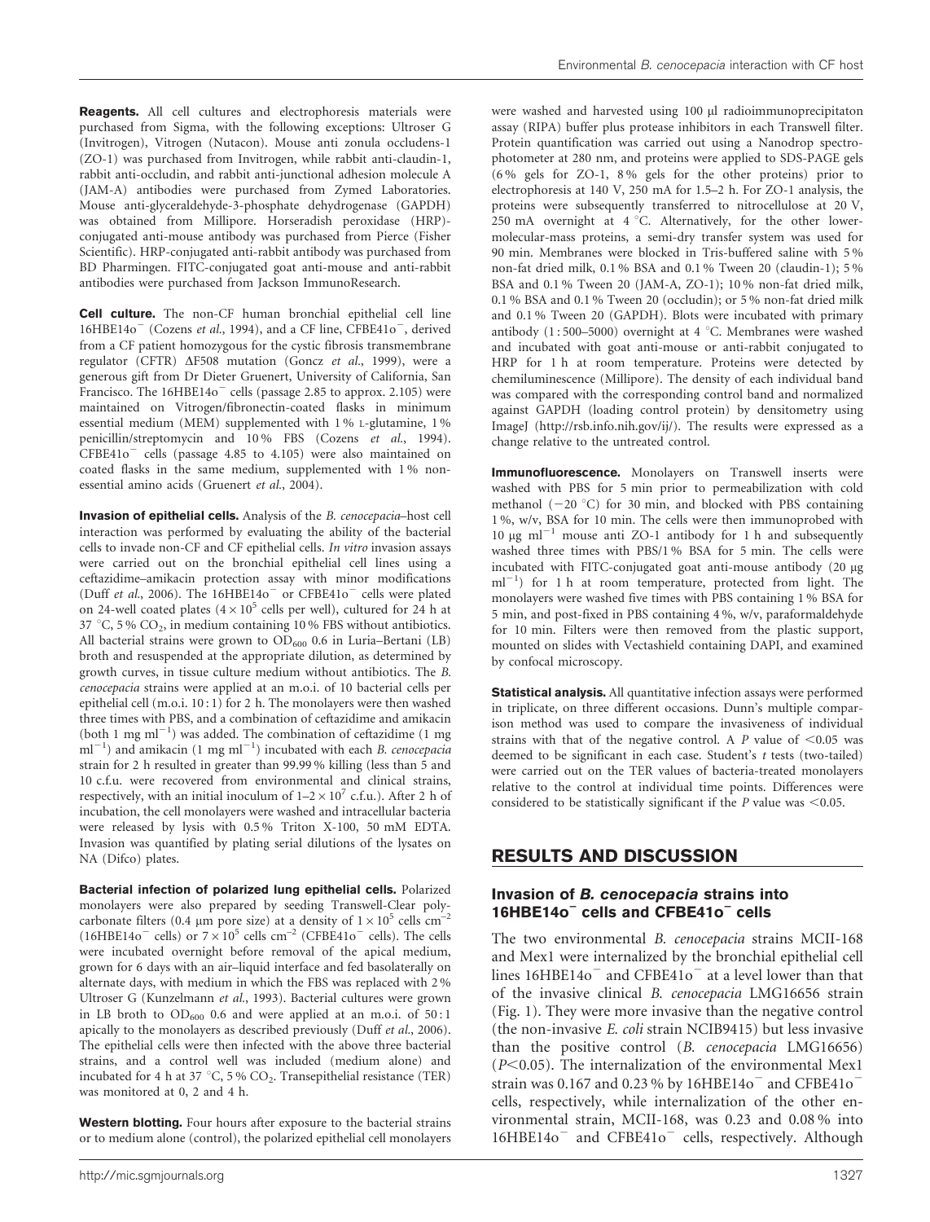**Reagents.** All cell cultures and electrophoresis materials were purchased from Sigma, with the following exceptions: Ultroser G (Invitrogen), Vitrogen (Nutacon). Mouse anti zonula occludens-1 (ZO-1) was purchased from Invitrogen, while rabbit anti-claudin-1, rabbit anti-occludin, and rabbit anti-junctional adhesion molecule A (JAM-A) antibodies were purchased from Zymed Laboratories. Mouse anti-glyceraldehyde-3-phosphate dehydrogenase (GAPDH) was obtained from Millipore. Horseradish peroxidase (HRP)-conjugated anti-mouse antibody was purchased from Pierce (Fisher Scientific). HRP-conjugated anti-rabbit antibody was purchased from BD Pharmingen. FITC-conjugated goat anti-mouse and anti-rabbit antibodies were purchased from Jackson ImmunoResearch.

**Cell culture.** The non-CF human bronchial epithelial cell line 16HBE14o$^-$ (Cozens *et al.*, 1994), and a CF line, CFBE41o$^-$, derived from a CF patient homozygous for the cystic fibrosis transmembrane regulator (CFTR) ΔF508 mutation (Goncz *et al.*, 1999), were a generous gift from Dr Dieter Gruenert, University of California, San Francisco. The 16HBE14o$^-$ cells (passage 2.85 to approx. 2.105) were maintained on Vitrogen/fibronectin-coated flasks in minimum essential medium (MEM) supplemented with 1 % L-glutamine, 1 % penicillin/streptomycin and 10 % FBS (Cozens *et al.*, 1994). CFBE41o$^-$ cells (passage 4.85 to 4.105) were also maintained on coated flasks in the same medium, supplemented with 1 % non-essential amino acids (Gruenert *et al.*, 2004).

**Invasion of epithelial cells.** Analysis of the *B. cenocepacia*–host cell interaction was performed by evaluating the ability of the bacterial cells to invade non-CF and CF epithelial cells. *In vitro* invasion assays were carried out on the bronchial epithelial cell lines using a ceftazidime–amikacin protection assay with minor modifications (Duff *et al.*, 2006). The 16HBE14o$^-$ or CFBE41o$^-$ cells were plated on 24-well coated plates ($4\times10^5$ cells per well), cultured for 24 h at 37 °C, 5 % $CO_2$, in medium containing 10 % FBS without antibiotics. All bacterial strains were grown to $OD_{600}$ 0.6 in Luria–Bertani (LB) broth and resuspended at the appropriate dilution, as determined by growth curves, in tissue culture medium without antibiotics. The *B. cenocepacia* strains were applied at an m.o.i. of 10 bacterial cells per epithelial cell (m.o.i. 10 : 1) for 2 h. The monolayers were then washed three times with PBS, and a combination of ceftazidime and amikacin (both 1 mg ml$^{-1}$) was added. The combination of ceftazidime (1 mg ml$^{-1}$) and amikacin (1 mg ml$^{-1}$) incubated with each *B. cenocepacia* strain for 2 h resulted in greater than 99.99 % killing (less than 5 and 10 c.f.u. were recovered from environmental and clinical strains, respectively, with an initial inoculum of $1–2\times10^7$ c.f.u.). After 2 h of incubation, the cell monolayers were washed and intracellular bacteria were released by lysis with 0.5 % Triton X-100, 50 mM EDTA. Invasion was quantified by plating serial dilutions of the lysates on NA (Difco) plates.

**Bacterial infection of polarized lung epithelial cells.** Polarized monolayers were also prepared by seeding Transwell-Clear polycarbonate filters (0.4 μm pore size) at a density of $1\times10^5$ cells cm$^{-2}$ (16HBE14o$^-$ cells) or $7\times10^5$ cells cm$^{-2}$ (CFBE41o$^-$ cells). The cells were incubated overnight before removal of the apical medium, grown for 6 days with an air–liquid interface and fed basolaterally on alternate days, with medium in which the FBS was replaced with 2 % Ultroser G (Kunzelmann *et al.*, 1993). Bacterial cultures were grown in LB broth to $OD_{600}$ 0.6 and were applied at an m.o.i. of 50 : 1 apically to the monolayers as described previously (Duff *et al.*, 2006). The epithelial cells were then infected with the above three bacterial strains, and a control well was included (medium alone) and incubated for 4 h at 37 °C, 5 % $CO_2$. Transepithelial resistance (TER) was monitored at 0, 2 and 4 h.

**Western blotting.** Four hours after exposure to the bacterial strains or to medium alone (control), the polarized epithelial cell monolayers were washed and harvested using 100 μl radioimmunoprecipitaton assay (RIPA) buffer plus protease inhibitors in each Transwell filter. Protein quantification was carried out using a Nanodrop spectrophotometer at 280 nm, and proteins were applied to SDS-PAGE gels (6 % gels for ZO-1, 8 % gels for the other proteins) prior to electrophoresis at 140 V, 250 mA for 1.5–2 h. For ZO-1 analysis, the proteins were subsequently transferred to nitrocellulose at 20 V, 250 mA overnight at 4 °C. Alternatively, for the other lower-molecular-mass proteins, a semi-dry transfer system was used for 90 min. Membranes were blocked in Tris-buffered saline with 5 % non-fat dried milk, 0.1 % BSA and 0.1 % Tween 20 (claudin-1); 5 % BSA and 0.1 % Tween 20 (JAM-A, ZO-1); 10 % non-fat dried milk, 0.1 % BSA and 0.1 % Tween 20 (occludin); or 5 % non-fat dried milk and 0.1 % Tween 20 (GAPDH). Blots were incubated with primary antibody (1 : 500–5000) overnight at 4 °C. Membranes were washed and incubated with goat anti-mouse or anti-rabbit conjugated to HRP for 1 h at room temperature. Proteins were detected by chemiluminescence (Millipore). The density of each individual band was compared with the corresponding control band and normalized against GAPDH (loading control protein) by densitometry using ImageJ (http://rsb.info.nih.gov/ij/). The results were expressed as a change relative to the untreated control.

**Immunofluorescence.** Monolayers on Transwell inserts were washed with PBS for 5 min prior to permeabilization with cold methanol (−20 °C) for 30 min, and blocked with PBS containing 1 %, w/v, BSA for 10 min. The cells were then immunoprobed with 10 μg ml$^{-1}$ mouse anti ZO-1 antibody for 1 h and subsequently washed three times with PBS/1 % BSA for 5 min. The cells were incubated with FITC-conjugated goat anti-mouse antibody (20 μg ml$^{-1}$) for 1 h at room temperature, protected from light. The monolayers were washed five times with PBS containing 1 % BSA for 5 min, and post-fixed in PBS containing 4 %, w/v, paraformaldehyde for 10 min. Filters were then removed from the plastic support, mounted on slides with Vectashield containing DAPI, and examined by confocal microscopy.

**Statistical analysis.** All quantitative infection assays were performed in triplicate, on three different occasions. Dunn's multiple comparison method was used to compare the invasiveness of individual strains with that of the negative control. A *P* value of $<0.05$ was deemed to be significant in each case. Student's *t* tests (two-tailed) were carried out on the TER values of bacteria-treated monolayers relative to the control at individual time points. Differences were considered to be statistically significant if the *P* value was $<0.05$.

## RESULTS AND DISCUSSION

### Invasion of *B. cenocepacia* strains into 16HBE14o$^-$ cells and CFBE41o$^-$ cells

The two environmental *B. cenocepacia* strains MCII-168 and Mex1 were internalized by the bronchial epithelial cell lines 16HBE14o$^-$ and CFBE41o$^-$ at a level lower than that of the invasive clinical *B. cenocepacia* LMG16656 strain (Fig. 1). They were more invasive than the negative control (the non-invasive *E. coli* strain NCIB9415) but less invasive than the positive control (*B. cenocepacia* LMG16656) ($P<0.05$). The internalization of the environmental Mex1 strain was 0.167 and 0.23 % by 16HBE14o$^-$ and CFBE41o$^-$ cells, respectively, while internalization of the other environmental strain, MCII-168, was 0.23 and 0.08 % into 16HBE14o$^-$ and CFBE41o$^-$ cells, respectively. Although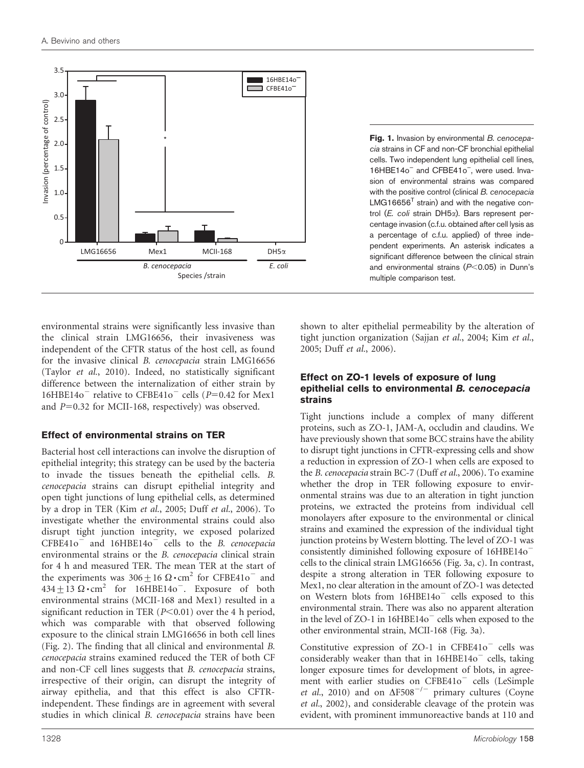**Fig. 1.** Invasion by environmental *B. cenocepacia* strains in CF and non-CF bronchial epithelial cells. Two independent lung epithelial cell lines, 16HBE14o$^{-}$ and CFBE41o$^{-}$, were used. Invasion of environmental strains was compared with the positive control (clinical *B. cenocepacia* LMG16656$^{T}$ strain) and with the negative control (*E. coli* strain DH5α). Bars represent percentage invasion (c.f.u. obtained after cell lysis as a percentage of c.f.u. applied) of three independent experiments. An asterisk indicates a significant difference between the clinical strain and environmental strains ($P<0.05$) in Dunn's multiple comparison test.

environmental strains were significantly less invasive than the clinical strain LMG16656, their invasiveness was independent of the CFTR status of the host cell, as found for the invasive clinical *B. cenocepacia* strain LMG16656 (Taylor *et al.*, 2010). Indeed, no statistically significant difference between the internalization of either strain by 16HBE14o$^{-}$ relative to CFBE41o$^{-}$ cells ($P=0.42$ for Mex1 and $P=0.32$ for MCII-168, respectively) was observed.

## Effect of environmental strains on TER

Bacterial host cell interactions can involve the disruption of epithelial integrity; this strategy can be used by the bacteria to invade the tissues beneath the epithelial cells. *B. cenocepacia* strains can disrupt epithelial integrity and open tight junctions of lung epithelial cells, as determined by a drop in TER (Kim *et al.*, 2005; Duff *et al.*, 2006). To investigate whether the environmental strains could also disrupt tight junction integrity, we exposed polarized CFBE41o$^{-}$ and 16HBE14o$^{-}$ cells to the *B. cenocepacia* environmental strains or the *B. cenocepacia* clinical strain for 4 h and measured TER. The mean TER at the start of the experiments was $306\pm16\ \Omega\cdot\text{cm}^2$ for CFBE41o$^{-}$ and $434\pm13\ \Omega\cdot\text{cm}^2$ for 16HBE14o$^{-}$. Exposure of both environmental strains (MCII-168 and Mex1) resulted in a significant reduction in TER ($P<0.01$) over the 4 h period, which was comparable with that observed following exposure to the clinical strain LMG16656 in both cell lines (Fig. 2). The finding that all clinical and environmental *B. cenocepacia* strains examined reduced the TER of both CF and non-CF cell lines suggests that *B. cenocepacia* strains, irrespective of their origin, can disrupt the integrity of airway epithelia, and that this effect is also CFTR-independent. These findings are in agreement with several studies in which clinical *B. cenocepacia* strains have been shown to alter epithelial permeability by the alteration of tight junction organization (Sajjan *et al.*, 2004; Kim *et al.*, 2005; Duff *et al.*, 2006).

## Effect on ZO-1 levels of exposure of lung epithelial cells to environmental *B. cenocepacia* strains

Tight junctions include a complex of many different proteins, such as ZO-1, JAM-A, occludin and claudins. We have previously shown that some BCC strains have the ability to disrupt tight junctions in CFTR-expressing cells and show a reduction in expression of ZO-1 when cells are exposed to the *B. cenocepacia* strain BC-7 (Duff *et al.*, 2006). To examine whether the drop in TER following exposure to environmental strains was due to an alteration in tight junction proteins, we extracted the proteins from individual cell monolayers after exposure to the environmental or clinical strains and examined the expression of the individual tight junction proteins by Western blotting. The level of ZO-1 was consistently diminished following exposure of 16HBE14o$^{-}$ cells to the clinical strain LMG16656 (Fig. 3a, c). In contrast, despite a strong alteration in TER following exposure to Mex1, no clear alteration in the amount of ZO-1 was detected on Western blots from 16HBE14o$^{-}$ cells exposed to this environmental strain. There was also no apparent alteration in the level of ZO-1 in 16HBE14o$^{-}$ cells when exposed to the other environmental strain, MCII-168 (Fig. 3a).

Constitutive expression of ZO-1 in CFBE41o$^{-}$ cells was considerably weaker than that in 16HBE14o$^{-}$ cells, taking longer exposure times for development of blots, in agreement with earlier studies on CFBE41o$^{-}$ cells (LeSimple *et al.*, 2010) and on ΔF508$^{-/-}$ primary cultures (Coyne *et al.*, 2002), and considerable cleavage of the protein was evident, with prominent immunoreactive bands at 110 and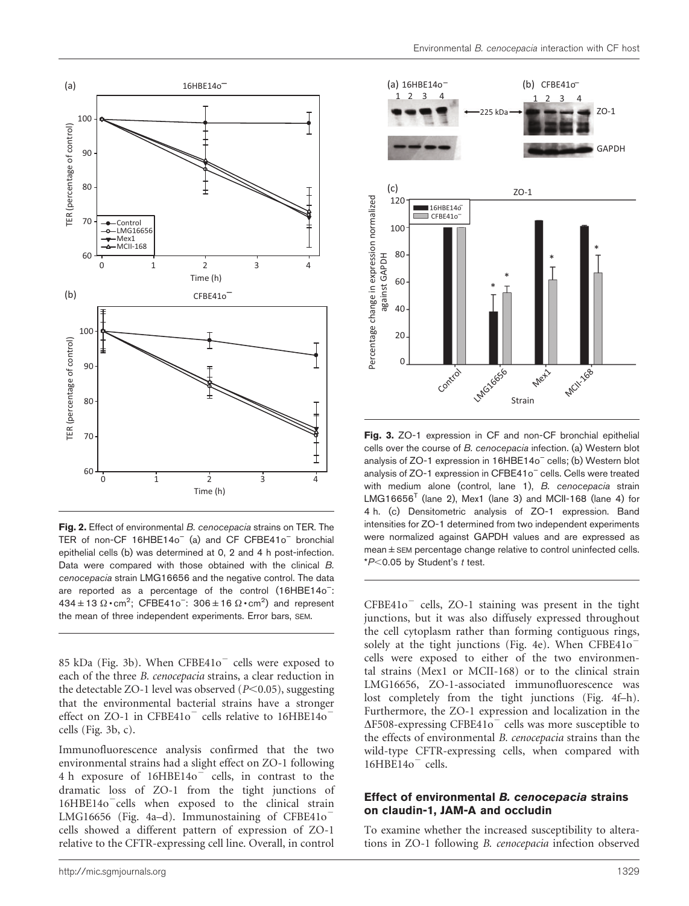**Fig. 2.** Effect of environmental *B. cenocepacia* strains on TER. The TER of non-CF 16HBE14o$^-$ (a) and CF CFBE41o$^-$ bronchial epithelial cells (b) was determined at 0, 2 and 4 h post-infection. Data were compared with those obtained with the clinical *B. cenocepacia* strain LMG16656 and the negative control. The data are reported as a percentage of the control (16HBE14o$^-$: $434 \pm 13\ \Omega \cdot cm^2$; CFBE41o$^-$: $306 \pm 16\ \Omega \cdot cm^2$) and represent the mean of three independent experiments. Error bars, SEM.

85 kDa (Fig. 3b). When CFBE41o$^-$ cells were exposed to each of the three *B. cenocepacia* strains, a clear reduction in the detectable ZO-1 level was observed ($P<0.05$), suggesting that the environmental bacterial strains have a stronger effect on ZO-1 in CFBE41o$^-$ cells relative to 16HBE14o$^-$ cells (Fig. 3b, c).

Immunofluorescence analysis confirmed that the two environmental strains had a slight effect on ZO-1 following 4 h exposure of 16HBE14o$^-$ cells, in contrast to the dramatic loss of ZO-1 from the tight junctions of 16HBE14o$^-$ cells when exposed to the clinical strain LMG16656 (Fig. 4a–d). Immunostaining of CFBE41o$^-$ cells showed a different pattern of expression of ZO-1 relative to the CFTR-expressing cell line. Overall, in control

**Fig. 3.** ZO-1 expression in CF and non-CF bronchial epithelial cells over the course of *B. cenocepacia* infection. (a) Western blot analysis of ZO-1 expression in 16HBE14o$^-$ cells; (b) Western blot analysis of ZO-1 expression in CFBE41o$^-$ cells. Cells were treated with medium alone (control, lane 1), *B. cenocepacia* strain LMG16656$^T$ (lane 2), Mex1 (lane 3) and MCII-168 (lane 4) for 4 h. (c) Densitometric analysis of ZO-1 expression. Band intensities for ZO-1 determined from two independent experiments were normalized against GAPDH values and are expressed as mean ± SEM percentage change relative to control uninfected cells. *$P<0.05$ by Student's *t* test.

CFBE41o$^-$ cells, ZO-1 staining was present in the tight junctions, but it was also diffusely expressed throughout the cell cytoplasm rather than forming contiguous rings, solely at the tight junctions (Fig. 4e). When CFBE41o$^-$ cells were exposed to either of the two environmental strains (Mex1 or MCII-168) or to the clinical strain LMG16656, ZO-1-associated immunofluorescence was lost completely from the tight junctions (Fig. 4f–h). Furthermore, the ZO-1 expression and localization in the ΔF508-expressing CFBE41o$^-$ cells was more susceptible to the effects of environmental *B. cenocepacia* strains than the wild-type CFTR-expressing cells, when compared with 16HBE14o$^-$ cells.

### Effect of environmental *B. cenocepacia* strains on claudin-1, JAM-A and occludin

To examine whether the increased susceptibility to alterations in ZO-1 following *B. cenocepacia* infection observed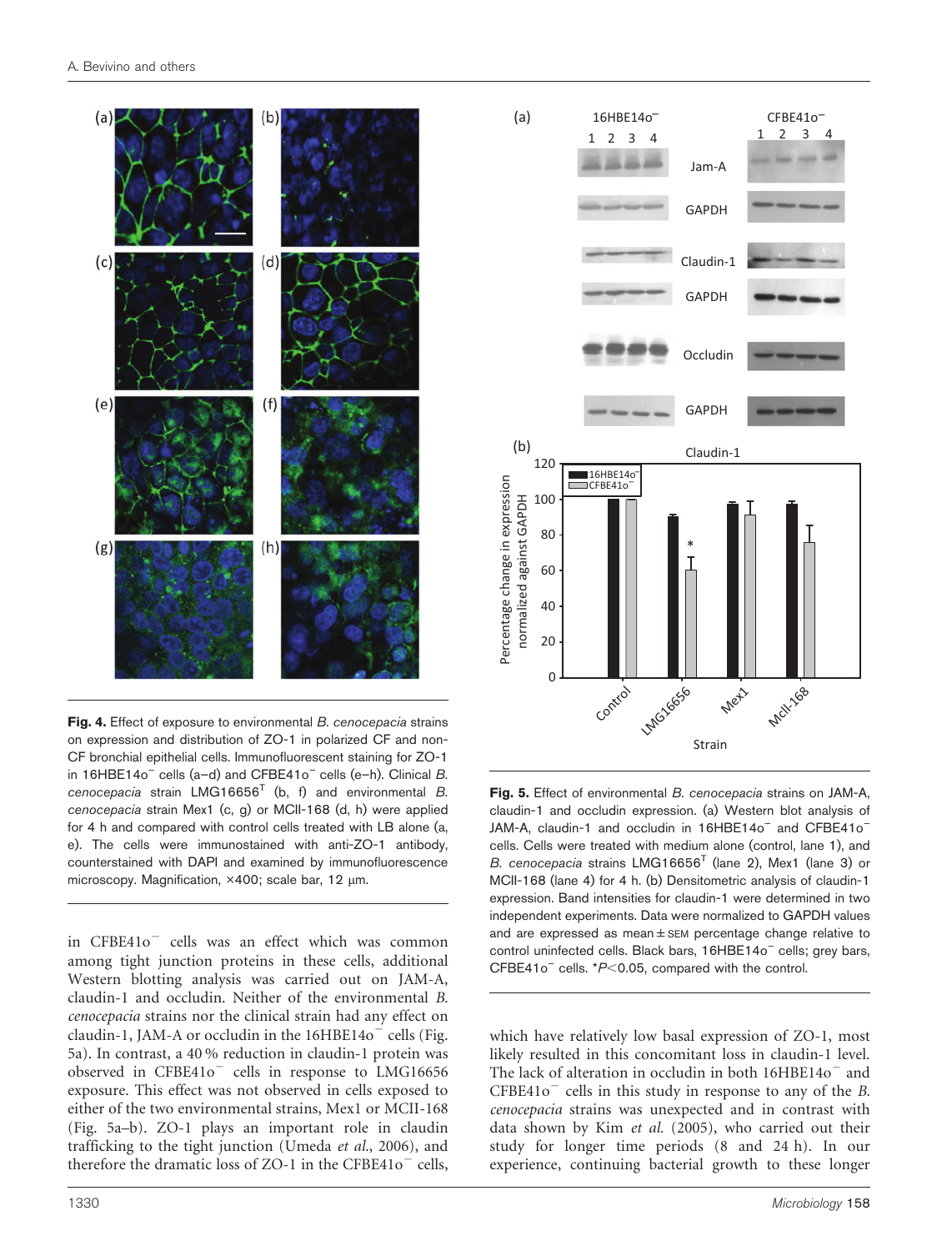**Fig. 4.** Effect of exposure to environmental *B. cenocepacia* strains on expression and distribution of ZO-1 in polarized CF and non-CF bronchial epithelial cells. Immunofluorescent staining for ZO-1 in 16HBE14o$^{-}$ cells (a–d) and CFBE41o$^{-}$ cells (e–h). Clinical *B. cenocepacia* strain LMG16656$^{T}$ (b, f) and environmental *B. cenocepacia* strain Mex1 (c, g) or MCII-168 (d, h) were applied for 4 h and compared with control cells treated with LB alone (a, e). The cells were immunostained with anti-ZO-1 antibody, counterstained with DAPI and examined by immunofluorescence microscopy. Magnification, ×400; scale bar, 12 µm.

in CFBE41o$^{-}$ cells was an effect which was common among tight junction proteins in these cells, additional Western blotting analysis was carried out on JAM-A, claudin-1 and occludin. Neither of the environmental *B. cenocepacia* strains nor the clinical strain had any effect on claudin-1, JAM-A or occludin in the 16HBE14o$^{-}$ cells (Fig. 5a). In contrast, a 40 % reduction in claudin-1 protein was observed in CFBE41o$^{-}$ cells in response to LMG16656 exposure. This effect was not observed in cells exposed to either of the two environmental strains, Mex1 or MCII-168 (Fig. 5a–b). ZO-1 plays an important role in claudin trafficking to the tight junction (Umeda *et al.*, 2006), and therefore the dramatic loss of ZO-1 in the CFBE41o$^{-}$ cells, which have relatively low basal expression of ZO-1, most likely resulted in this concomitant loss in claudin-1 level. The lack of alteration in occludin in both 16HBE14o$^{-}$ and CFBE41o$^{-}$ cells in this study in response to any of the *B. cenocepacia* strains was unexpected and in contrast with data shown by Kim *et al.* (2005), who carried out their study for longer time periods (8 and 24 h). In our experience, continuing bacterial growth to these longer

**Fig. 5.** Effect of environmental *B. cenocepacia* strains on JAM-A, claudin-1 and occludin expression. (a) Western blot analysis of JAM-A, claudin-1 and occludin in 16HBE14o$^{-}$ and CFBE41o$^{-}$ cells. Cells were treated with medium alone (control, lane 1), and *B. cenocepacia* strains LMG16656$^{T}$ (lane 2), Mex1 (lane 3) or MCII-168 (lane 4) for 4 h. (b) Densitometric analysis of claudin-1 expression. Band intensities for claudin-1 were determined in two independent experiments. Data were normalized to GAPDH values and are expressed as mean ± SEM percentage change relative to control uninfected cells. Black bars, 16HBE14o$^{-}$ cells; grey bars, CFBE41o$^{-}$ cells. *$P<0.05$, compared with the control.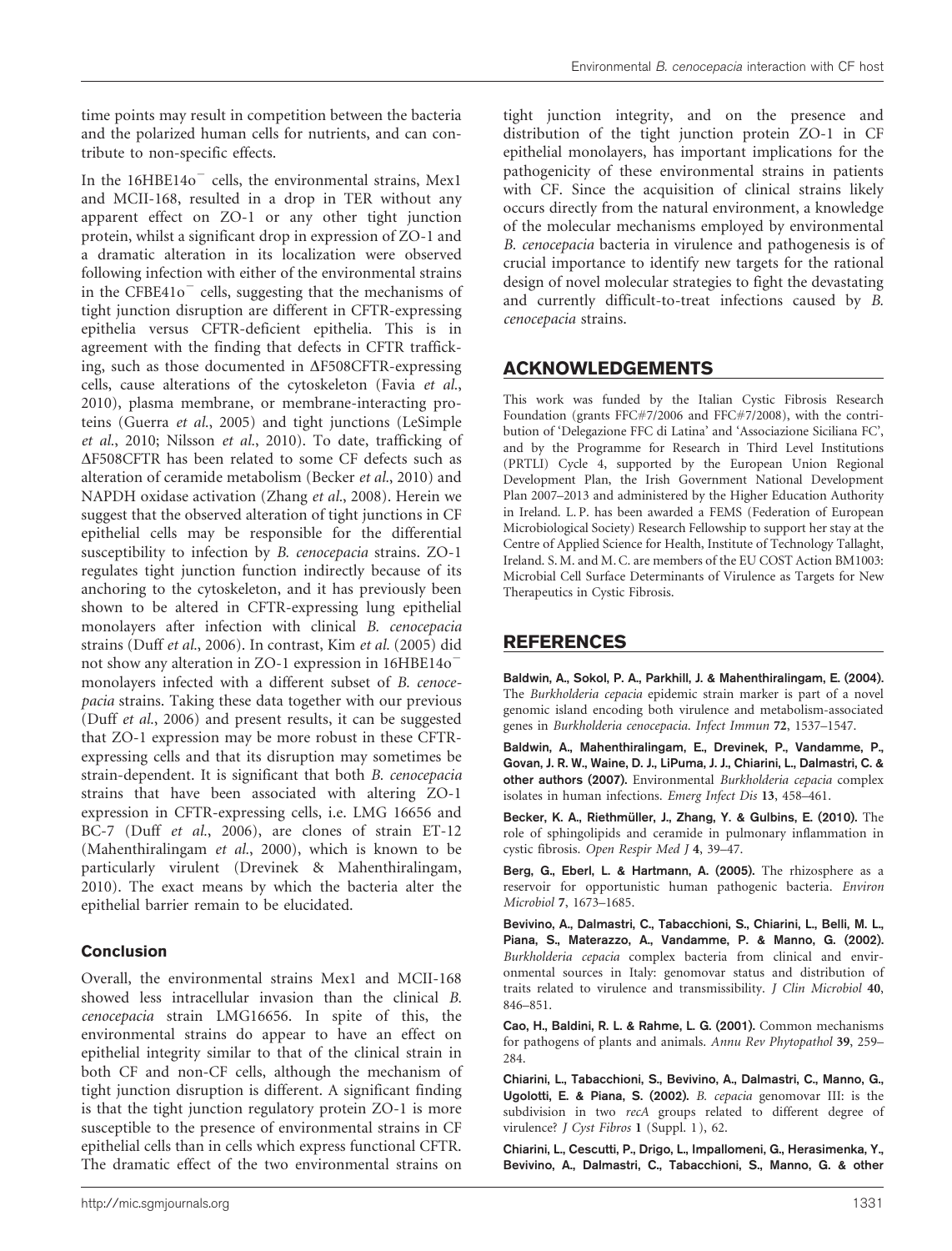time points may result in competition between the bacteria and the polarized human cells for nutrients, and can contribute to non-specific effects.

In the 16HBE14o$^{-}$ cells, the environmental strains, Mex1 and MCII-168, resulted in a drop in TER without any apparent effect on ZO-1 or any other tight junction protein, whilst a significant drop in expression of ZO-1 and a dramatic alteration in its localization were observed following infection with either of the environmental strains in the CFBE41o$^{-}$ cells, suggesting that the mechanisms of tight junction disruption are different in CFTR-expressing epithelia versus CFTR-deficient epithelia. This is in agreement with the finding that defects in CFTR trafficking, such as those documented in ΔF508CFTR-expressing cells, cause alterations of the cytoskeleton (Favia *et al.*, 2010), plasma membrane, or membrane-interacting proteins (Guerra *et al.*, 2005) and tight junctions (LeSimple *et al.*, 2010; Nilsson *et al.*, 2010). To date, trafficking of ΔF508CFTR has been related to some CF defects such as alteration of ceramide metabolism (Becker *et al.*, 2010) and NAPDH oxidase activation (Zhang *et al.*, 2008). Herein we suggest that the observed alteration of tight junctions in CF epithelial cells may be responsible for the differential susceptibility to infection by *B. cenocepacia* strains. ZO-1 regulates tight junction function indirectly because of its anchoring to the cytoskeleton, and it has previously been shown to be altered in CFTR-expressing lung epithelial monolayers after infection with clinical *B. cenocepacia* strains (Duff *et al.*, 2006). In contrast, Kim *et al.* (2005) did not show any alteration in ZO-1 expression in 16HBE14o$^{-}$ monolayers infected with a different subset of *B. cenocepacia* strains. Taking these data together with our previous (Duff *et al.*, 2006) and present results, it can be suggested that ZO-1 expression may be more robust in these CFTR-expressing cells and that its disruption may sometimes be strain-dependent. It is significant that both *B. cenocepacia* strains that have been associated with altering ZO-1 expression in CFTR-expressing cells, i.e. LMG 16656 and BC-7 (Duff *et al.*, 2006), are clones of strain ET-12 (Mahenthiralingam *et al.*, 2000), which is known to be particularly virulent (Drevinek & Mahenthiralingam, 2010). The exact means by which the bacteria alter the epithelial barrier remain to be elucidated.

### Conclusion

Overall, the environmental strains Mex1 and MCII-168 showed less intracellular invasion than the clinical *B. cenocepacia* strain LMG16656. In spite of this, the environmental strains do appear to have an effect on epithelial integrity similar to that of the clinical strain in both CF and non-CF cells, although the mechanism of tight junction disruption is different. A significant finding is that the tight junction regulatory protein ZO-1 is more susceptible to the presence of environmental strains in CF epithelial cells than in cells which express functional CFTR. The dramatic effect of the two environmental strains on tight junction integrity, and on the presence and distribution of the tight junction protein ZO-1 in CF epithelial monolayers, has important implications for the pathogenicity of these environmental strains in patients with CF. Since the acquisition of clinical strains likely occurs directly from the natural environment, a knowledge of the molecular mechanisms employed by environmental *B. cenocepacia* bacteria in virulence and pathogenesis is of crucial importance to identify new targets for the rational design of novel molecular strategies to fight the devastating and currently difficult-to-treat infections caused by *B. cenocepacia* strains.

## ACKNOWLEDGEMENTS

This work was funded by the Italian Cystic Fibrosis Research Foundation (grants FFC#7/2006 and FFC#7/2008), with the contribution of 'Delegazione FFC di Latina' and 'Associazione Siciliana FC', and by the Programme for Research in Third Level Institutions (PRTLI) Cycle 4, supported by the European Union Regional Development Plan, the Irish Government National Development Plan 2007–2013 and administered by the Higher Education Authority in Ireland. L. P. has been awarded a FEMS (Federation of European Microbiological Society) Research Fellowship to support her stay at the Centre of Applied Science for Health, Institute of Technology Tallaght, Ireland. S. M. and M. C. are members of the EU COST Action BM1003: Microbial Cell Surface Determinants of Virulence as Targets for New Therapeutics in Cystic Fibrosis.

## REFERENCES

**Baldwin, A., Sokol, P. A., Parkhill, J. & Mahenthiralingam, E. (2004).** The *Burkholderia cepacia* epidemic strain marker is part of a novel genomic island encoding both virulence and metabolism-associated genes in *Burkholderia cenocepacia*. *Infect Immun* **72**, 1537–1547.

**Baldwin, A., Mahenthiralingam, E., Drevinek, P., Vandamme, P., Govan, J. R. W., Waine, D. J., LiPuma, J. J., Chiarini, L., Dalmastri, C. & other authors (2007).** Environmental *Burkholderia cepacia* complex isolates in human infections. *Emerg Infect Dis* **13**, 458–461.

**Becker, K. A., Riethmüller, J., Zhang, Y. & Gulbins, E. (2010).** The role of sphingolipids and ceramide in pulmonary inflammation in cystic fibrosis. *Open Respir Med J* **4**, 39–47.

**Berg, G., Eberl, L. & Hartmann, A. (2005).** The rhizosphere as a reservoir for opportunistic human pathogenic bacteria. *Environ Microbiol* **7**, 1673–1685.

**Bevivino, A., Dalmastri, C., Tabacchioni, S., Chiarini, L., Belli, M. L., Piana, S., Materazzo, A., Vandamme, P. & Manno, G. (2002).** *Burkholderia cepacia* complex bacteria from clinical and environmental sources in Italy: genomovar status and distribution of traits related to virulence and transmissibility. *J Clin Microbiol* **40**, 846–851.

**Cao, H., Baldini, R. L. & Rahme, L. G. (2001).** Common mechanisms for pathogens of plants and animals. *Annu Rev Phytopathol* **39**, 259–284.

**Chiarini, L., Tabacchioni, S., Bevivino, A., Dalmastri, C., Manno, G., Ugolotti, E. & Piana, S. (2002).** *B. cepacia* genomovar III: is the subdivision in two *recA* groups related to different degree of virulence? *J Cyst Fibros* **1** (Suppl. 1), 62.

**Chiarini, L., Cescutti, P., Drigo, L., Impallomeni, G., Herasimenka, Y., Bevivino, A., Dalmastri, C., Tabacchioni, S., Manno, G. & other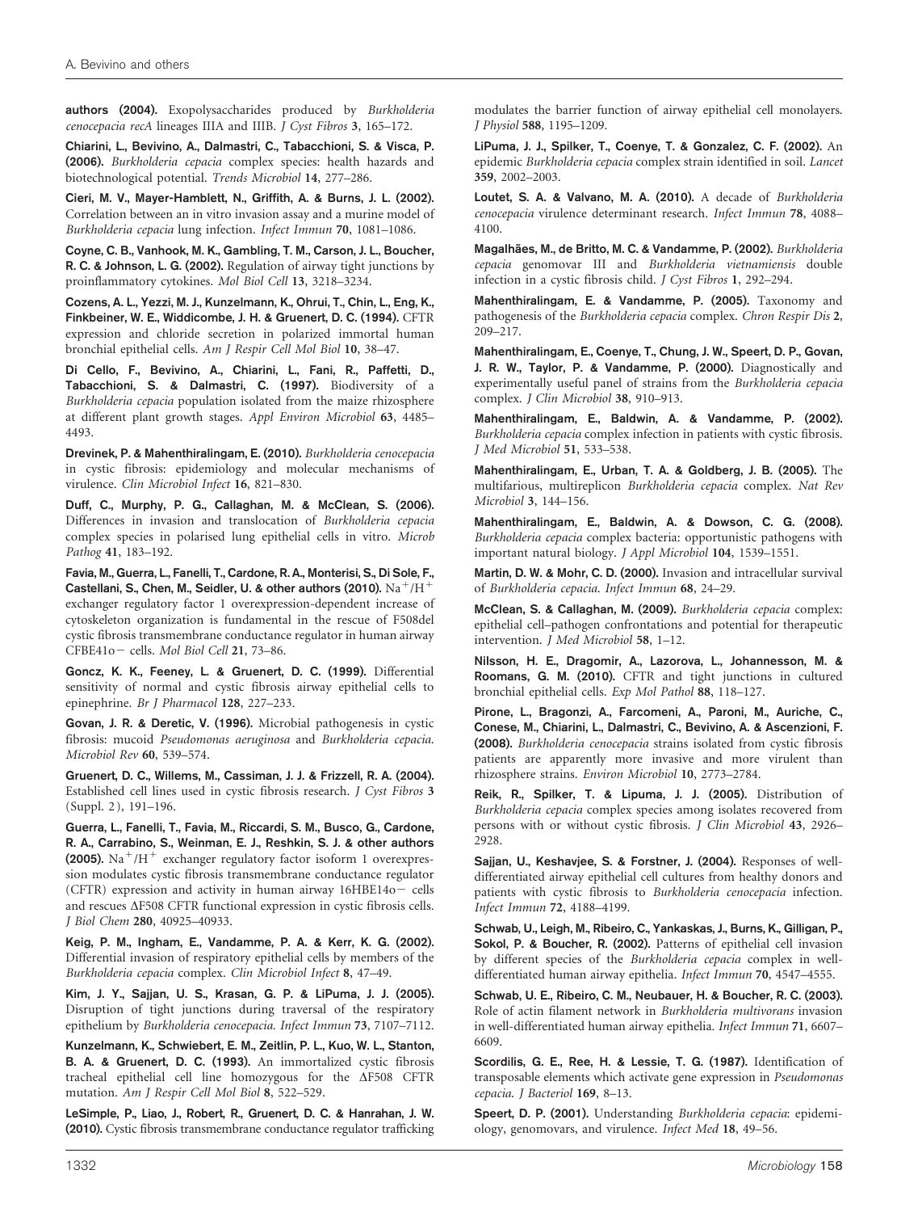authors (2004). Exopolysaccharides produced by *Burkholderia cenocepacia recA* lineages IIIA and IIIB. *J Cyst Fibros* **3**, 165–172.

Chiarini, L., Bevivino, A., Dalmastri, C., Tabacchioni, S. & Visca, P. (2006). *Burkholderia cepacia* complex species: health hazards and biotechnological potential. *Trends Microbiol* **14**, 277–286.

Cieri, M. V., Mayer-Hamblett, N., Griffith, A. & Burns, J. L. (2002). Correlation between an in vitro invasion assay and a murine model of *Burkholderia cepacia* lung infection. *Infect Immun* **70**, 1081–1086.

Coyne, C. B., Vanhook, M. K., Gambling, T. M., Carson, J. L., Boucher, R. C. & Johnson, L. G. (2002). Regulation of airway tight junctions by proinflammatory cytokines. *Mol Biol Cell* **13**, 3218–3234.

Cozens, A. L., Yezzi, M. J., Kunzelmann, K., Ohrui, T., Chin, L., Eng, K., Finkbeiner, W. E., Widdicombe, J. H. & Gruenert, D. C. (1994). CFTR expression and chloride secretion in polarized immortal human bronchial epithelial cells. *Am J Respir Cell Mol Biol* **10**, 38–47.

Di Cello, F., Bevivino, A., Chiarini, L., Fani, R., Paffetti, D., Tabacchioni, S. & Dalmastri, C. (1997). Biodiversity of a *Burkholderia cepacia* population isolated from the maize rhizosphere at different plant growth stages. *Appl Environ Microbiol* **63**, 4485–4493.

Drevinek, P. & Mahenthiralingam, E. (2010). *Burkholderia cenocepacia* in cystic fibrosis: epidemiology and molecular mechanisms of virulence. *Clin Microbiol Infect* **16**, 821–830.

Duff, C., Murphy, P. G., Callaghan, M. & McClean, S. (2006). Differences in invasion and translocation of *Burkholderia cepacia* complex species in polarised lung epithelial cells in vitro. *Microb Pathog* **41**, 183–192.

Favia, M., Guerra, L., Fanelli, T., Cardone, R. A., Monterisi, S., Di Sole, F., Castellani, S., Chen, M., Seidler, U. & other authors (2010). $Na^+/H^+$ exchanger regulatory factor 1 overexpression-dependent increase of cytoskeleton organization is fundamental in the rescue of F508del cystic fibrosis transmembrane conductance regulator in human airway CFBE41o− cells. *Mol Biol Cell* **21**, 73–86.

Goncz, K. K., Feeney, L. & Gruenert, D. C. (1999). Differential sensitivity of normal and cystic fibrosis airway epithelial cells to epinephrine. *Br J Pharmacol* **128**, 227–233.

Govan, J. R. & Deretic, V. (1996). Microbial pathogenesis in cystic fibrosis: mucoid *Pseudomonas aeruginosa* and *Burkholderia cepacia*. *Microbiol Rev* **60**, 539–574.

Gruenert, D. C., Willems, M., Cassiman, J. J. & Frizzell, R. A. (2004). Established cell lines used in cystic fibrosis research. *J Cyst Fibros* **3** (Suppl. 2), 191–196.

Guerra, L., Fanelli, T., Favia, M., Riccardi, S. M., Busco, G., Cardone, R. A., Carrabino, S., Weinman, E. J., Reshkin, S. J. & other authors (2005). $Na^+/H^+$ exchanger regulatory factor isoform 1 overexpression modulates cystic fibrosis transmembrane conductance regulator (CFTR) expression and activity in human airway 16HBE14o− cells and rescues ΔF508 CFTR functional expression in cystic fibrosis cells. *J Biol Chem* **280**, 40925–40933.

Keig, P. M., Ingham, E., Vandamme, P. A. & Kerr, K. G. (2002). Differential invasion of respiratory epithelial cells by members of the *Burkholderia cepacia* complex. *Clin Microbiol Infect* **8**, 47–49.

Kim, J. Y., Sajjan, U. S., Krasan, G. P. & LiPuma, J. J. (2005). Disruption of tight junctions during traversal of the respiratory epithelium by *Burkholderia cenocepacia*. *Infect Immun* **73**, 7107–7112.

Kunzelmann, K., Schwiebert, E. M., Zeitlin, P. L., Kuo, W. L., Stanton, B. A. & Gruenert, D. C. (1993). An immortalized cystic fibrosis tracheal epithelial cell line homozygous for the ΔF508 CFTR mutation. *Am J Respir Cell Mol Biol* **8**, 522–529.

LeSimple, P., Liao, J., Robert, R., Gruenert, D. C. & Hanrahan, J. W. (2010). Cystic fibrosis transmembrane conductance regulator trafficking modulates the barrier function of airway epithelial cell monolayers. *J Physiol* **588**, 1195–1209.

LiPuma, J. J., Spilker, T., Coenye, T. & Gonzalez, C. F. (2002). An epidemic *Burkholderia cepacia* complex strain identified in soil. *Lancet* **359**, 2002–2003.

Loutet, S. A. & Valvano, M. A. (2010). A decade of *Burkholderia cenocepacia* virulence determinant research. *Infect Immun* **78**, 4088–4100.

Magalhães, M., de Britto, M. C. & Vandamme, P. (2002). *Burkholderia cepacia* genomovar III and *Burkholderia vietnamiensis* double infection in a cystic fibrosis child. *J Cyst Fibros* **1**, 292–294.

Mahenthiralingam, E. & Vandamme, P. (2005). Taxonomy and pathogenesis of the *Burkholderia cepacia* complex. *Chron Respir Dis* **2**, 209–217.

Mahenthiralingam, E., Coenye, T., Chung, J. W., Speert, D. P., Govan, J. R. W., Taylor, P. & Vandamme, P. (2000). Diagnostically and experimentally useful panel of strains from the *Burkholderia cepacia* complex. *J Clin Microbiol* **38**, 910–913.

Mahenthiralingam, E., Baldwin, A. & Vandamme, P. (2002). *Burkholderia cepacia* complex infection in patients with cystic fibrosis. *J Med Microbiol* **51**, 533–538.

Mahenthiralingam, E., Urban, T. A. & Goldberg, J. B. (2005). The multifarious, multireplicon *Burkholderia cepacia* complex. *Nat Rev Microbiol* **3**, 144–156.

Mahenthiralingam, E., Baldwin, A. & Dowson, C. G. (2008). *Burkholderia cepacia* complex bacteria: opportunistic pathogens with important natural biology. *J Appl Microbiol* **104**, 1539–1551.

Martin, D. W. & Mohr, C. D. (2000). Invasion and intracellular survival of *Burkholderia cepacia*. *Infect Immun* **68**, 24–29.

McClean, S. & Callaghan, M. (2009). *Burkholderia cepacia* complex: epithelial cell–pathogen confrontations and potential for therapeutic intervention. *J Med Microbiol* **58**, 1–12.

Nilsson, H. E., Dragomir, A., Lazorova, L., Johannesson, M. & Roomans, G. M. (2010). CFTR and tight junctions in cultured bronchial epithelial cells. *Exp Mol Pathol* **88**, 118–127.

Pirone, L., Bragonzi, A., Farcomeni, A., Paroni, M., Auriche, C., Conese, M., Chiarini, L., Dalmastri, C., Bevivino, A. & Ascenzioni, F. (2008). *Burkholderia cenocepacia* strains isolated from cystic fibrosis patients are apparently more invasive and more virulent than rhizosphere strains. *Environ Microbiol* **10**, 2773–2784.

Reik, R., Spilker, T. & Lipuma, J. J. (2005). Distribution of *Burkholderia cepacia* complex species among isolates recovered from persons with or without cystic fibrosis. *J Clin Microbiol* **43**, 2926–2928.

Sajjan, U., Keshavjee, S. & Forstner, J. (2004). Responses of well-differentiated airway epithelial cell cultures from healthy donors and patients with cystic fibrosis to *Burkholderia cenocepacia* infection. *Infect Immun* **72**, 4188–4199.

Schwab, U., Leigh, M., Ribeiro, C., Yankaskas, J., Burns, K., Gilligan, P., Sokol, P. & Boucher, R. (2002). Patterns of epithelial cell invasion by different species of the *Burkholderia cepacia* complex in well-differentiated human airway epithelia. *Infect Immun* **70**, 4547–4555.

Schwab, U. E., Ribeiro, C. M., Neubauer, H. & Boucher, R. C. (2003). Role of actin filament network in *Burkholderia multivorans* invasion in well-differentiated human airway epithelia. *Infect Immun* **71**, 6607–6609.

Scordilis, G. E., Ree, H. & Lessie, T. G. (1987). Identification of transposable elements which activate gene expression in *Pseudomonas cepacia*. *J Bacteriol* **169**, 8–13.

Speert, D. P. (2001). Understanding *Burkholderia cepacia*: epidemiology, genomovars, and virulence. *Infect Med* **18**, 49–56.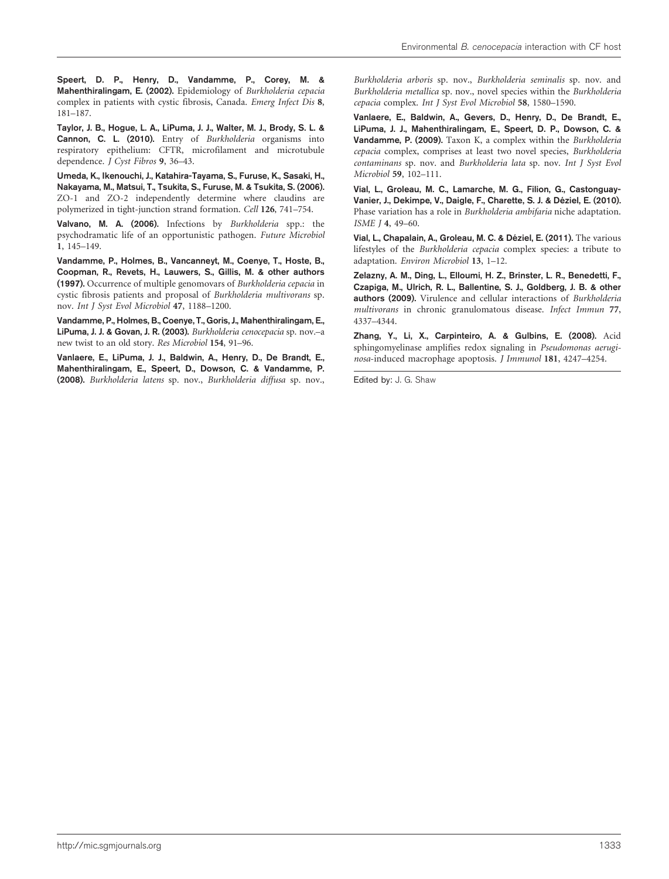**Speert, D. P., Henry, D., Vandamme, P., Corey, M. & Mahenthiralingam, E. (2002).** Epidemiology of *Burkholderia cepacia* complex in patients with cystic fibrosis, Canada. *Emerg Infect Dis* **8**, 181–187.

**Taylor, J. B., Hogue, L. A., LiPuma, J. J., Walter, M. J., Brody, S. L. & Cannon, C. L. (2010).** Entry of *Burkholderia* organisms into respiratory epithelium: CFTR, microfilament and microtubule dependence. *J Cyst Fibros* **9**, 36–43.

**Umeda, K., Ikenouchi, J., Katahira-Tayama, S., Furuse, K., Sasaki, H., Nakayama, M., Matsui, T., Tsukita, S., Furuse, M. & Tsukita, S. (2006).** ZO-1 and ZO-2 independently determine where claudins are polymerized in tight-junction strand formation. *Cell* **126**, 741–754.

**Valvano, M. A. (2006).** Infections by *Burkholderia* spp.: the psychodramatic life of an opportunistic pathogen. *Future Microbiol* **1**, 145–149.

**Vandamme, P., Holmes, B., Vancanneyt, M., Coenye, T., Hoste, B., Coopman, R., Revets, H., Lauwers, S., Gillis, M. & other authors (1997).** Occurrence of multiple genomovars of *Burkholderia cepacia* in cystic fibrosis patients and proposal of *Burkholderia multivorans* sp. nov. *Int J Syst Evol Microbiol* **47**, 1188–1200.

**Vandamme, P., Holmes, B., Coenye, T., Goris, J., Mahenthiralingam, E., LiPuma, J. J. & Govan, J. R. (2003).** *Burkholderia cenocepacia* sp. nov.–a new twist to an old story. *Res Microbiol* **154**, 91–96.

**Vanlaere, E., LiPuma, J. J., Baldwin, A., Henry, D., De Brandt, E., Mahenthiralingam, E., Speert, D., Dowson, C. & Vandamme, P. (2008).** *Burkholderia latens* sp. nov., *Burkholderia diffusa* sp. nov., *Burkholderia arboris* sp. nov., *Burkholderia seminalis* sp. nov. and *Burkholderia metallica* sp. nov., novel species within the *Burkholderia cepacia* complex. *Int J Syst Evol Microbiol* **58**, 1580–1590.

**Vanlaere, E., Baldwin, A., Gevers, D., Henry, D., De Brandt, E., LiPuma, J. J., Mahenthiralingam, E., Speert, D. P., Dowson, C. & Vandamme, P. (2009).** Taxon K, a complex within the *Burkholderia cepacia* complex, comprises at least two novel species, *Burkholderia contaminans* sp. nov. and *Burkholderia lata* sp. nov. *Int J Syst Evol Microbiol* **59**, 102–111.

**Vial, L., Groleau, M. C., Lamarche, M. G., Filion, G., Castonguay-Vanier, J., Dekimpe, V., Daigle, F., Charette, S. J. & Déziel, E. (2010).** Phase variation has a role in *Burkholderia ambifaria* niche adaptation. *ISME J* **4**, 49–60.

**Vial, L., Chapalain, A., Groleau, M. C. & Déziel, E. (2011).** The various lifestyles of the *Burkholderia cepacia* complex species: a tribute to adaptation. *Environ Microbiol* **13**, 1–12.

**Zelazny, A. M., Ding, L., Elloumi, H. Z., Brinster, L. R., Benedetti, F., Czapiga, M., Ulrich, R. L., Ballentine, S. J., Goldberg, J. B. & other authors (2009).** Virulence and cellular interactions of *Burkholderia multivorans* in chronic granulomatous disease. *Infect Immun* **77**, 4337–4344.

**Zhang, Y., Li, X., Carpinteiro, A. & Gulbins, E. (2008).** Acid sphingomyelinase amplifies redox signaling in *Pseudomonas aeruginosa*-induced macrophage apoptosis. *J Immunol* **181**, 4247–4254.

Edited by: J. G. Shaw